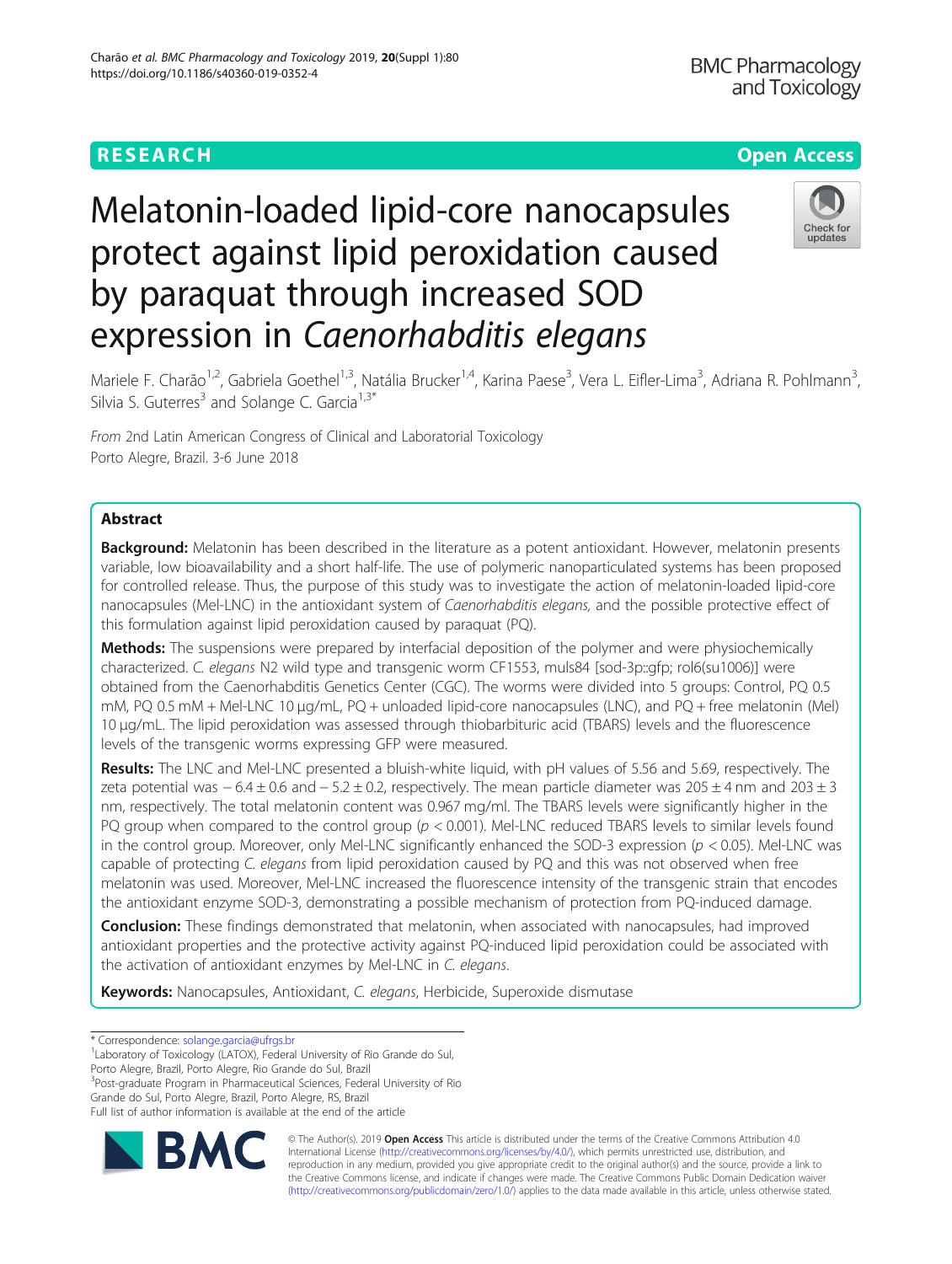RESEARCH Open Access

# Melatonin-loaded lipid-core nanocapsules protect against lipid peroxidation caused by paraquat through increased SOD expression in *Caenorhabditis elegans*

Mariele F. Charão[1,2], Gabriela Goethel[1,3], Natália Brucker[1,4], Karina Paese[3], Vera L. Eifler-Lima[3], Adriana R. Pohlmann[3], Silvia S. Guterres[3] and Solange C. Garcia[1,3*]

*From* 2nd Latin American Congress of Clinical and Laboratorial Toxicology
Porto Alegre, Brazil. 3-6 June 2018

## Abstract

**Background:** Melatonin has been described in the literature as a potent antioxidant. However, melatonin presents variable, low bioavailability and a short half-life. The use of polymeric nanoparticulated systems has been proposed for controlled release. Thus, the purpose of this study was to investigate the action of melatonin-loaded lipid-core nanocapsules (Mel-LNC) in the antioxidant system of *Caenorhabditis elegans*, and the possible protective effect of this formulation against lipid peroxidation caused by paraquat (PQ).

**Methods:** The suspensions were prepared by interfacial deposition of the polymer and were physiochemically characterized. *C. elegans* N2 wild type and transgenic worm CF1553, muls84 [sod-3p::gfp; rol6(su1006)] were obtained from the Caenorhabditis Genetics Center (CGC). The worms were divided into 5 groups: Control, PQ 0.5 mM, PQ 0.5 mM + Mel-LNC 10 μg/mL, PQ + unloaded lipid-core nanocapsules (LNC), and PQ + free melatonin (Mel) 10 μg/mL. The lipid peroxidation was assessed through thiobarbituric acid (TBARS) levels and the fluorescence levels of the transgenic worms expressing GFP were measured.

**Results:** The LNC and Mel-LNC presented a bluish-white liquid, with pH values of 5.56 and 5.69, respectively. The zeta potential was − 6.4 ± 0.6 and − 5.2 ± 0.2, respectively. The mean particle diameter was 205 ± 4 nm and 203 ± 3 nm, respectively. The total melatonin content was 0.967 mg/ml. The TBARS levels were significantly higher in the PQ group when compared to the control group ($p < 0.001$). Mel-LNC reduced TBARS levels to similar levels found in the control group. Moreover, only Mel-LNC significantly enhanced the SOD-3 expression ($p < 0.05$). Mel-LNC was capable of protecting *C. elegans* from lipid peroxidation caused by PQ and this was not observed when free melatonin was used. Moreover, Mel-LNC increased the fluorescence intensity of the transgenic strain that encodes the antioxidant enzyme SOD-3, demonstrating a possible mechanism of protection from PQ-induced damage.

**Conclusion:** These findings demonstrated that melatonin, when associated with nanocapsules, had improved antioxidant properties and the protective activity against PQ-induced lipid peroxidation could be associated with the activation of antioxidant enzymes by Mel-LNC in *C. elegans*.

**Keywords:** Nanocapsules, Antioxidant, *C. elegans*, Herbicide, Superoxide dismutase

\* Correspondence: solange.garcia@ufrgs.br
[1]Laboratory of Toxicology (LATOX), Federal University of Rio Grande do Sul, Porto Alegre, Brazil, Porto Alegre, Rio Grande do Sul, Brazil
[3]Post-graduate Program in Pharmaceutical Sciences, Federal University of Rio Grande do Sul, Porto Alegre, Brazil, Porto Alegre, RS, Brazil
Full list of author information is available at the end of the article

© The Author(s). 2019 **Open Access** This article is distributed under the terms of the Creative Commons Attribution 4.0 International License (http://creativecommons.org/licenses/by/4.0/), which permits unrestricted use, distribution, and reproduction in any medium, provided you give appropriate credit to the original author(s) and the source, provide a link to the Creative Commons license, and indicate if changes were made. The Creative Commons Public Domain Dedication waiver (http://creativecommons.org/publicdomain/zero/1.0/) applies to the data made available in this article, unless otherwise stated.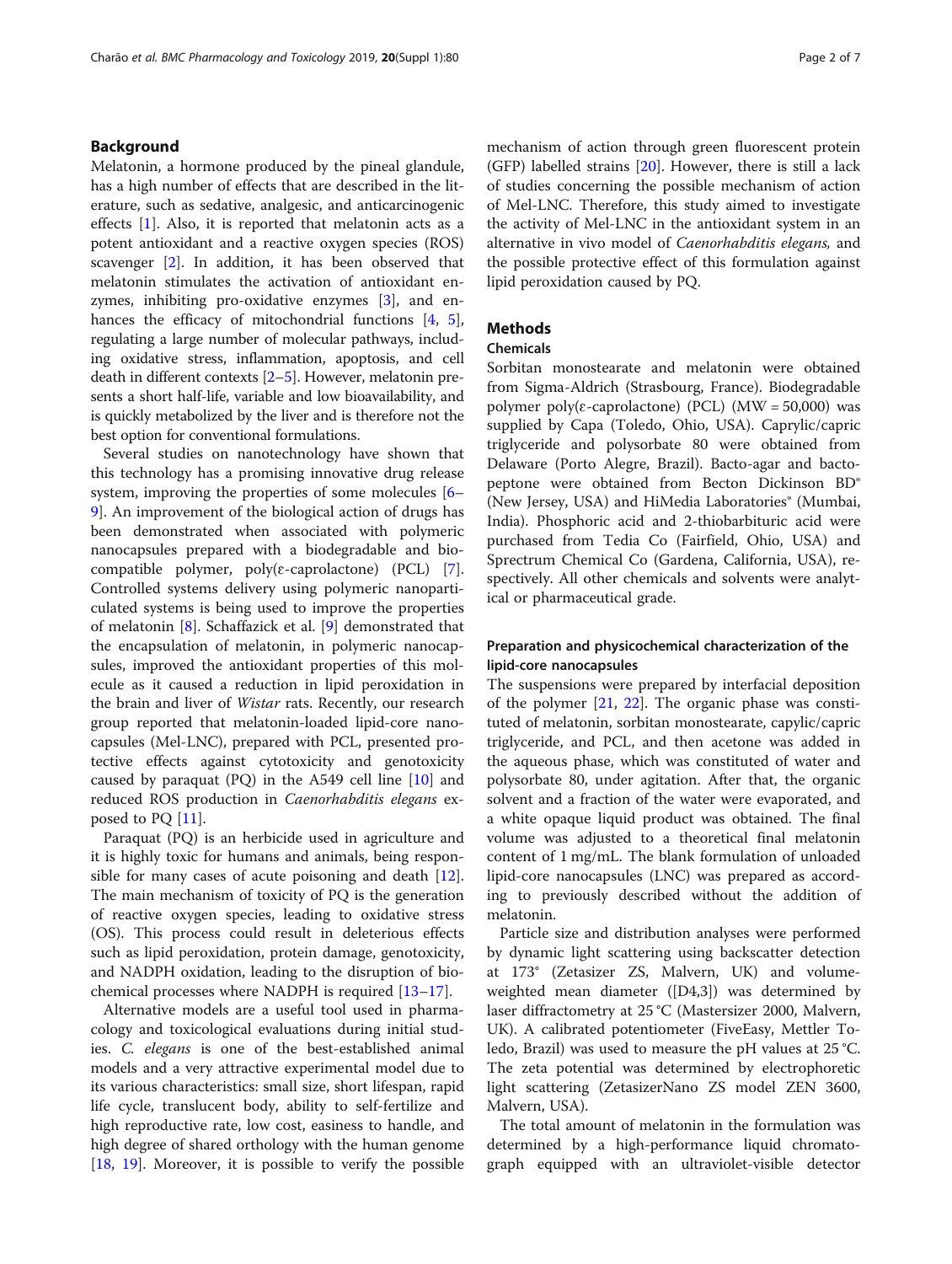## Background

Melatonin, a hormone produced by the pineal glandule, has a high number of effects that are described in the literature, such as sedative, analgesic, and anticarcinogenic effects [1]. Also, it is reported that melatonin acts as a potent antioxidant and a reactive oxygen species (ROS) scavenger [2]. In addition, it has been observed that melatonin stimulates the activation of antioxidant enzymes, inhibiting pro-oxidative enzymes [3], and enhances the efficacy of mitochondrial functions [4, 5], regulating a large number of molecular pathways, including oxidative stress, inflammation, apoptosis, and cell death in different contexts [2–5]. However, melatonin presents a short half-life, variable and low bioavailability, and is quickly metabolized by the liver and is therefore not the best option for conventional formulations.

Several studies on nanotechnology have shown that this technology has a promising innovative drug release system, improving the properties of some molecules [6–9]. An improvement of the biological action of drugs has been demonstrated when associated with polymeric nanocapsules prepared with a biodegradable and biocompatible polymer, poly(ε-caprolactone) (PCL) [7]. Controlled systems delivery using polymeric nanoparticulated systems is being used to improve the properties of melatonin [8]. Schaffazick et al. [9] demonstrated that the encapsulation of melatonin, in polymeric nanocapsules, improved the antioxidant properties of this molecule as it caused a reduction in lipid peroxidation in the brain and liver of *Wistar* rats. Recently, our research group reported that melatonin-loaded lipid-core nanocapsules (Mel-LNC), prepared with PCL, presented protective effects against cytotoxicity and genotoxicity caused by paraquat (PQ) in the A549 cell line [10] and reduced ROS production in *Caenorhabditis elegans* exposed to PQ [11].

Paraquat (PQ) is an herbicide used in agriculture and it is highly toxic for humans and animals, being responsible for many cases of acute poisoning and death [12]. The main mechanism of toxicity of PQ is the generation of reactive oxygen species, leading to oxidative stress (OS). This process could result in deleterious effects such as lipid peroxidation, protein damage, genotoxicity, and NADPH oxidation, leading to the disruption of biochemical processes where NADPH is required [13–17].

Alternative models are a useful tool used in pharmacology and toxicological evaluations during initial studies. *C. elegans* is one of the best-established animal models and a very attractive experimental model due to its various characteristics: small size, short lifespan, rapid life cycle, translucent body, ability to self-fertilize and high reproductive rate, low cost, easiness to handle, and high degree of shared orthology with the human genome [18, 19]. Moreover, it is possible to verify the possible mechanism of action through green fluorescent protein (GFP) labelled strains [20]. However, there is still a lack of studies concerning the possible mechanism of action of Mel-LNC. Therefore, this study aimed to investigate the activity of Mel-LNC in the antioxidant system in an alternative in vivo model of *Caenorhabditis elegans,* and the possible protective effect of this formulation against lipid peroxidation caused by PQ.

## Methods

### Chemicals

Sorbitan monostearate and melatonin were obtained from Sigma-Aldrich (Strasbourg, France). Biodegradable polymer poly(ε-caprolactone) (PCL) (MW = 50,000) was supplied by Capa (Toledo, Ohio, USA). Caprylic/capric triglyceride and polysorbate 80 were obtained from Delaware (Porto Alegre, Brazil). Bacto-agar and bacto-peptone were obtained from Becton Dickinson BD® (New Jersey, USA) and HiMedia Laboratories® (Mumbai, India). Phosphoric acid and 2-thiobarbituric acid were purchased from Tedia Co (Fairfield, Ohio, USA) and Sprectrum Chemical Co (Gardena, California, USA), respectively. All other chemicals and solvents were analytical or pharmaceutical grade.

### Preparation and physicochemical characterization of the lipid-core nanocapsules

The suspensions were prepared by interfacial deposition of the polymer [21, 22]. The organic phase was constituted of melatonin, sorbitan monostearate, capylic/capric triglyceride, and PCL, and then acetone was added in the aqueous phase, which was constituted of water and polysorbate 80, under agitation. After that, the organic solvent and a fraction of the water were evaporated, and a white opaque liquid product was obtained. The final volume was adjusted to a theoretical final melatonin content of 1 mg/mL. The blank formulation of unloaded lipid-core nanocapsules (LNC) was prepared as according to previously described without the addition of melatonin.

Particle size and distribution analyses were performed by dynamic light scattering using backscatter detection at 173° (Zetasizer ZS, Malvern, UK) and volume-weighted mean diameter ([D4,3]) was determined by laser diffractometry at 25 °C (Mastersizer 2000, Malvern, UK). A calibrated potentiometer (FiveEasy, Mettler Toledo, Brazil) was used to measure the pH values at 25 °C. The zeta potential was determined by electrophoretic light scattering (ZetasizerNano ZS model ZEN 3600, Malvern, USA).

The total amount of melatonin in the formulation was determined by a high-performance liquid chromatograph equipped with an ultraviolet-visible detector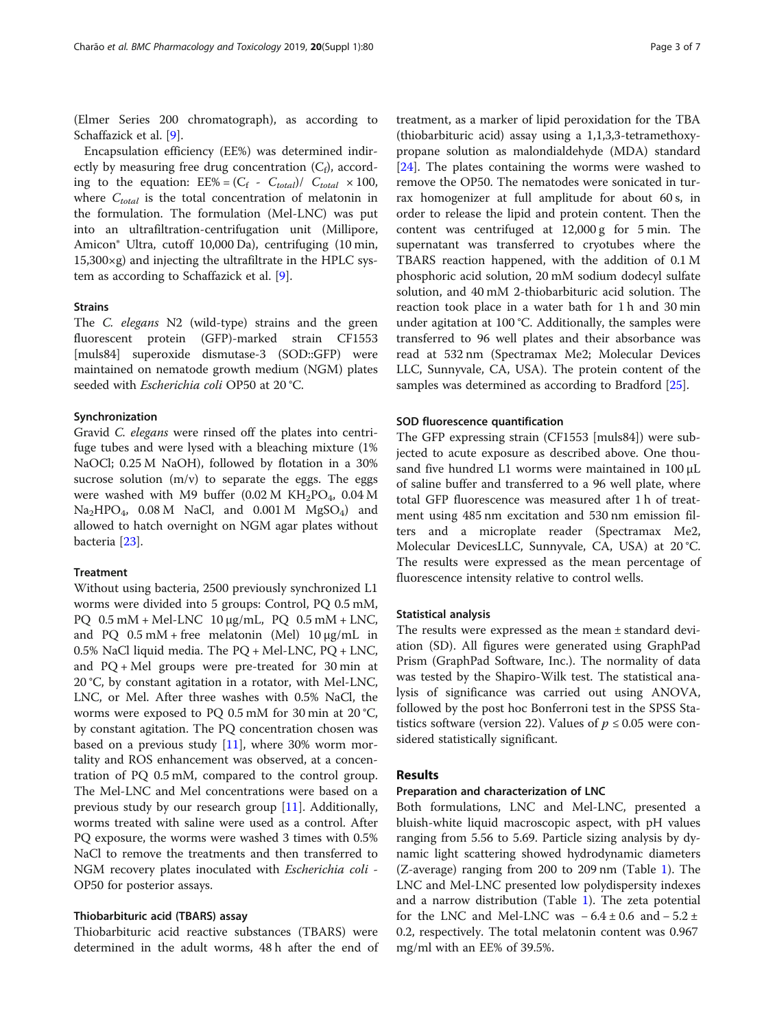(Elmer Series 200 chromatograph), as according to Schaffazick et al. [9].

Encapsulation efficiency (EE%) was determined indirectly by measuring free drug concentration ($C_f$), according to the equation: EE% = ($C_f$ - $C_{total}$)/ $C_{total}$ × 100, where $C_{total}$ is the total concentration of melatonin in the formulation. The formulation (Mel-LNC) was put into an ultrafiltration-centrifugation unit (Millipore, Amicon® Ultra, cutoff 10,000 Da), centrifuging (10 min, 15,300×g) and injecting the ultrafiltrate in the HPLC system as according to Schaffazick et al. [9].

### Strains

The *C. elegans* N2 (wild-type) strains and the green fluorescent protein (GFP)-marked strain CF1553 [muls84] superoxide dismutase-3 (SOD::GFP) were maintained on nematode growth medium (NGM) plates seeded with *Escherichia coli* OP50 at 20 °C.

### Synchronization

Gravid *C. elegans* were rinsed off the plates into centrifuge tubes and were lysed with a bleaching mixture (1% NaOCl; 0.25 M NaOH), followed by flotation in a 30% sucrose solution (m/v) to separate the eggs. The eggs were washed with M9 buffer (0.02 M $KH_2PO_4$, 0.04 M $Na_2HPO_4$, 0.08 M NaCl, and 0.001 M $MgSO_4$) and allowed to hatch overnight on NGM agar plates without bacteria [23].

### Treatment

Without using bacteria, 2500 previously synchronized L1 worms were divided into 5 groups: Control, PQ 0.5 mM, PQ 0.5 mM + Mel-LNC 10 μg/mL, PQ 0.5 mM + LNC, and PQ 0.5 mM + free melatonin (Mel) 10 μg/mL in 0.5% NaCl liquid media. The PQ + Mel-LNC, PQ + LNC, and PQ + Mel groups were pre-treated for 30 min at 20 °C, by constant agitation in a rotator, with Mel-LNC, LNC, or Mel. After three washes with 0.5% NaCl, the worms were exposed to PQ 0.5 mM for 30 min at 20 °C, by constant agitation. The PQ concentration chosen was based on a previous study [11], where 30% worm mortality and ROS enhancement was observed, at a concentration of PQ 0.5 mM, compared to the control group. The Mel-LNC and Mel concentrations were based on a previous study by our research group [11]. Additionally, worms treated with saline were used as a control. After PQ exposure, the worms were washed 3 times with 0.5% NaCl to remove the treatments and then transferred to NGM recovery plates inoculated with *Escherichia coli* - OP50 for posterior assays.

### Thiobarbituric acid (TBARS) assay

Thiobarbituric acid reactive substances (TBARS) were determined in the adult worms, 48 h after the end of treatment, as a marker of lipid peroxidation for the TBA (thiobarbituric acid) assay using a 1,1,3,3-tetramethoxypropane solution as malondialdehyde (MDA) standard [24]. The plates containing the worms were washed to remove the OP50. The nematodes were sonicated in turrax homogenizer at full amplitude for about 60 s, in order to release the lipid and protein content. Then the content was centrifuged at 12,000 g for 5 min. The supernatant was transferred to cryotubes where the TBARS reaction happened, with the addition of 0.1 M phosphoric acid solution, 20 mM sodium dodecyl sulfate solution, and 40 mM 2-thiobarbituric acid solution. The reaction took place in a water bath for 1 h and 30 min under agitation at 100 °C. Additionally, the samples were transferred to 96 well plates and their absorbance was read at 532 nm (Spectramax Me2; Molecular Devices LLC, Sunnyvale, CA, USA). The protein content of the samples was determined as according to Bradford [25].

### SOD fluorescence quantification

The GFP expressing strain (CF1553 [muls84]) were subjected to acute exposure as described above. One thousand five hundred L1 worms were maintained in 100 μL of saline buffer and transferred to a 96 well plate, where total GFP fluorescence was measured after 1 h of treatment using 485 nm excitation and 530 nm emission filters and a microplate reader (Spectramax Me2, Molecular DevicesLLC, Sunnyvale, CA, USA) at 20 °C. The results were expressed as the mean percentage of fluorescence intensity relative to control wells.

### Statistical analysis

The results were expressed as the mean ± standard deviation (SD). All figures were generated using GraphPad Prism (GraphPad Software, Inc.). The normality of data was tested by the Shapiro-Wilk test. The statistical analysis of significance was carried out using ANOVA, followed by the post hoc Bonferroni test in the SPSS Statistics software (version 22). Values of $p \leq 0.05$ were considered statistically significant.

## Results

### Preparation and characterization of LNC

Both formulations, LNC and Mel-LNC, presented a bluish-white liquid macroscopic aspect, with pH values ranging from 5.56 to 5.69. Particle sizing analysis by dynamic light scattering showed hydrodynamic diameters (Z-average) ranging from 200 to 209 nm (Table 1). The LNC and Mel-LNC presented low polydispersity indexes and a narrow distribution (Table 1). The zeta potential for the LNC and Mel-LNC was − 6.4 ± 0.6 and − 5.2 ± 0.2, respectively. The total melatonin content was 0.967 mg/ml with an EE% of 39.5%.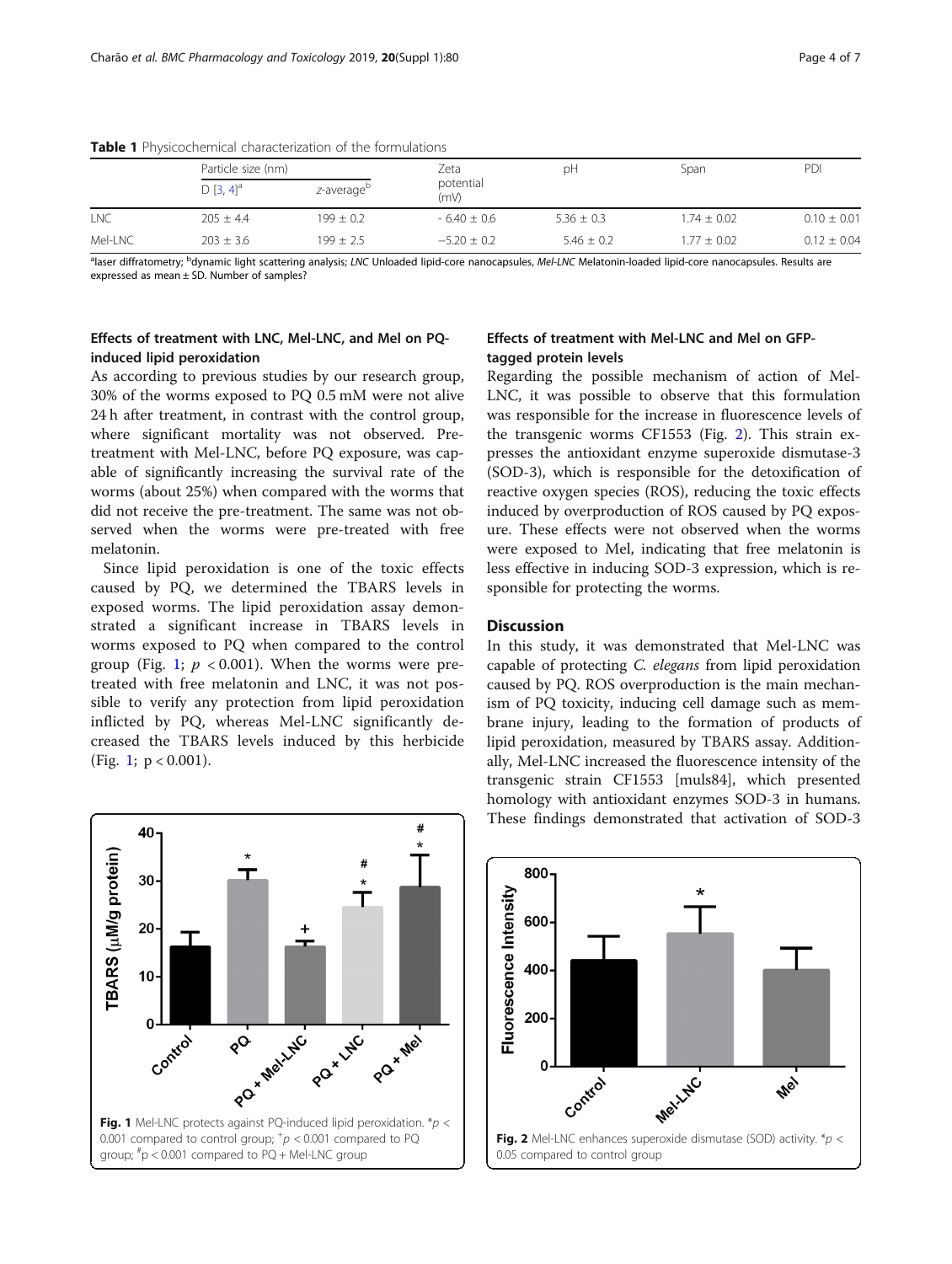**Table 1** Physicochemical characterization of the formulations

| | Particle size (nm) | | Zeta potential (mV) | pH | Span | PDI |
|---|---|---|---|---|---|---|
| | D [3, 4][a] | z-average[b] | | | | |
| LNC | 205 ± 4.4 | 199 ± 0.2 | - 6.40 ± 0.6 | 5.36 ± 0.3 | 1.74 ± 0.02 | 0.10 ± 0.01 |
| Mel-LNC | 203 ± 3.6 | 199 ± 2.5 | −5.20 ± 0.2 | 5.46 ± 0.2 | 1.77 ± 0.02 | 0.12 ± 0.04 |

[a]laser diffratometry; [b]dynamic light scattering analysis; *LNC* Unloaded lipid-core nanocapsules, *Mel-LNC* Melatonin-loaded lipid-core nanocapsules. Results are expressed as mean ± SD. Number of samples?

### Effects of treatment with LNC, Mel-LNC, and Mel on PQ-induced lipid peroxidation

As according to previous studies by our research group, 30% of the worms exposed to PQ 0.5 mM were not alive 24 h after treatment, in contrast with the control group, where significant mortality was not observed. Pre-treatment with Mel-LNC, before PQ exposure, was capable of significantly increasing the survival rate of the worms (about 25%) when compared with the worms that did not receive the pre-treatment. The same was not observed when the worms were pre-treated with free melatonin.

Since lipid peroxidation is one of the toxic effects caused by PQ, we determined the TBARS levels in exposed worms. The lipid peroxidation assay demonstrated a significant increase in TBARS levels in worms exposed to PQ when compared to the control group (Fig. 1; $p < 0.001$). When the worms were pre-treated with free melatonin and LNC, it was not possible to verify any protection from lipid peroxidation inflicted by PQ, whereas Mel-LNC significantly decreased the TBARS levels induced by this herbicide (Fig. 1; $p < 0.001$).

**Fig. 1** Mel-LNC protects against PQ-induced lipid peroxidation. *$p < 0.001$ compared to control group; [+]$p < 0.001$ compared to PQ group; [#]$p < 0.001$ compared to PQ + Mel-LNC group

### Effects of treatment with Mel-LNC and Mel on GFP-tagged protein levels

Regarding the possible mechanism of action of Mel-LNC, it was possible to observe that this formulation was responsible for the increase in fluorescence levels of the transgenic worms CF1553 (Fig. 2). This strain expresses the antioxidant enzyme superoxide dismutase-3 (SOD-3), which is responsible for the detoxification of reactive oxygen species (ROS), reducing the toxic effects induced by overproduction of ROS caused by PQ exposure. These effects were not observed when the worms were exposed to Mel, indicating that free melatonin is less effective in inducing SOD-3 expression, which is responsible for protecting the worms.

## Discussion

In this study, it was demonstrated that Mel-LNC was capable of protecting *C. elegans* from lipid peroxidation caused by PQ. ROS overproduction is the main mechanism of PQ toxicity, inducing cell damage such as membrane injury, leading to the formation of products of lipid peroxidation, measured by TBARS assay. Additionally, Mel-LNC increased the fluorescence intensity of the transgenic strain CF1553 [muls84], which presented homology with antioxidant enzymes SOD-3 in humans. These findings demonstrated that activation of SOD-3

**Fig. 2** Mel-LNC enhances superoxide dismutase (SOD) activity. *$p < 0.05$ compared to control group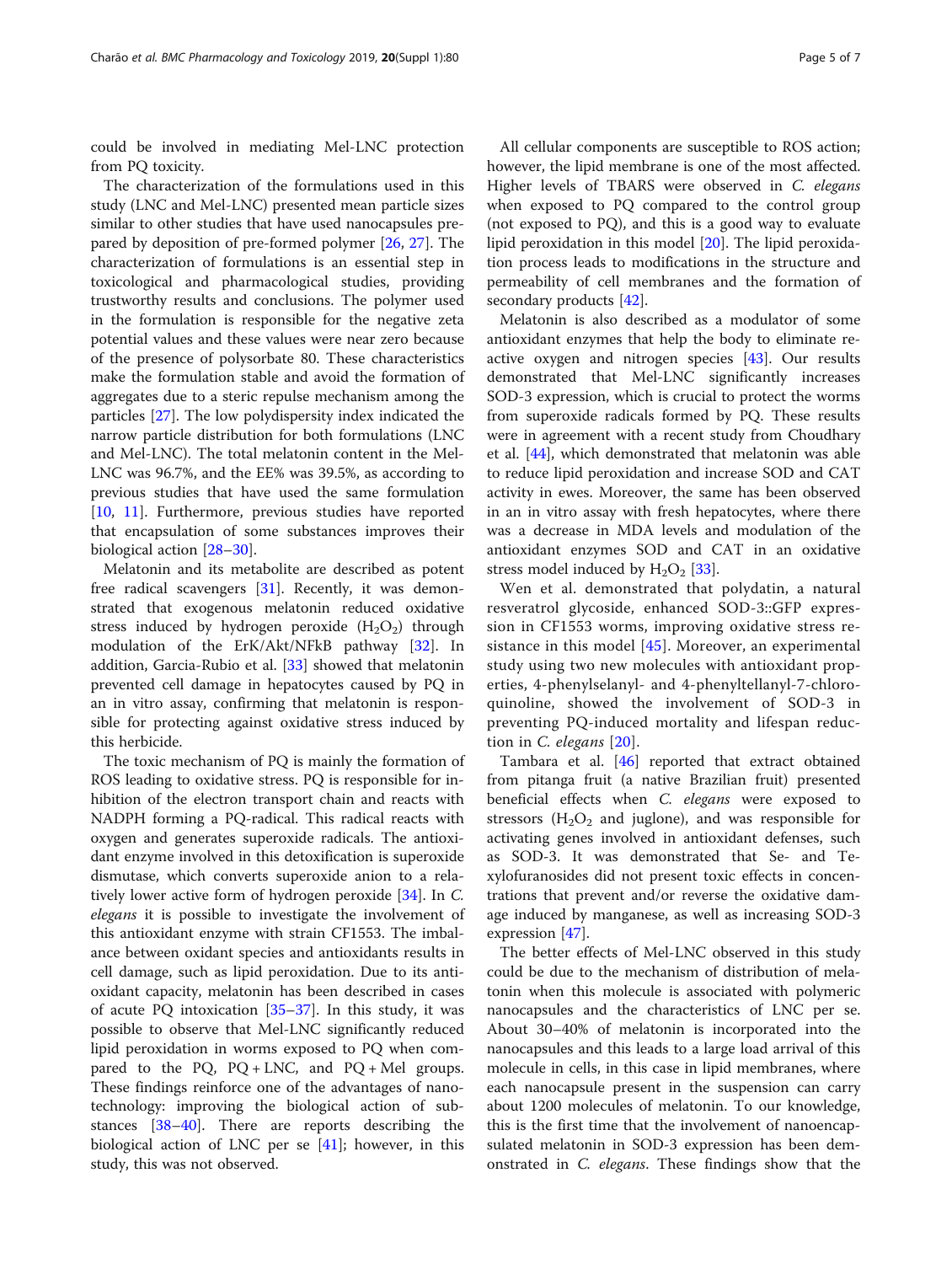could be involved in mediating Mel-LNC protection from PQ toxicity.

The characterization of the formulations used in this study (LNC and Mel-LNC) presented mean particle sizes similar to other studies that have used nanocapsules prepared by deposition of pre-formed polymer [26, 27]. The characterization of formulations is an essential step in toxicological and pharmacological studies, providing trustworthy results and conclusions. The polymer used in the formulation is responsible for the negative zeta potential values and these values were near zero because of the presence of polysorbate 80. These characteristics make the formulation stable and avoid the formation of aggregates due to a steric repulse mechanism among the particles [27]. The low polydispersity index indicated the narrow particle distribution for both formulations (LNC and Mel-LNC). The total melatonin content in the Mel-LNC was 96.7%, and the EE% was 39.5%, as according to previous studies that have used the same formulation [10, 11]. Furthermore, previous studies have reported that encapsulation of some substances improves their biological action [28–30].

Melatonin and its metabolite are described as potent free radical scavengers [31]. Recently, it was demonstrated that exogenous melatonin reduced oxidative stress induced by hydrogen peroxide ($H_2O_2$) through modulation of the ErK/Akt/NFkB pathway [32]. In addition, Garcia-Rubio et al. [33] showed that melatonin prevented cell damage in hepatocytes caused by PQ in an in vitro assay, confirming that melatonin is responsible for protecting against oxidative stress induced by this herbicide.

The toxic mechanism of PQ is mainly the formation of ROS leading to oxidative stress. PQ is responsible for inhibition of the electron transport chain and reacts with NADPH forming a PQ-radical. This radical reacts with oxygen and generates superoxide radicals. The antioxidant enzyme involved in this detoxification is superoxide dismutase, which converts superoxide anion to a relatively lower active form of hydrogen peroxide [34]. In *C. elegans* it is possible to investigate the involvement of this antioxidant enzyme with strain CF1553. The imbalance between oxidant species and antioxidants results in cell damage, such as lipid peroxidation. Due to its antioxidant capacity, melatonin has been described in cases of acute PQ intoxication [35–37]. In this study, it was possible to observe that Mel-LNC significantly reduced lipid peroxidation in worms exposed to PQ when compared to the PQ, PQ + LNC, and PQ + Mel groups. These findings reinforce one of the advantages of nanotechnology: improving the biological action of substances [38–40]. There are reports describing the biological action of LNC per se [41]; however, in this study, this was not observed.

All cellular components are susceptible to ROS action; however, the lipid membrane is one of the most affected. Higher levels of TBARS were observed in *C. elegans* when exposed to PQ compared to the control group (not exposed to PQ), and this is a good way to evaluate lipid peroxidation in this model [20]. The lipid peroxidation process leads to modifications in the structure and permeability of cell membranes and the formation of secondary products [42].

Melatonin is also described as a modulator of some antioxidant enzymes that help the body to eliminate reactive oxygen and nitrogen species [43]. Our results demonstrated that Mel-LNC significantly increases SOD-3 expression, which is crucial to protect the worms from superoxide radicals formed by PQ. These results were in agreement with a recent study from Choudhary et al. [44], which demonstrated that melatonin was able to reduce lipid peroxidation and increase SOD and CAT activity in ewes. Moreover, the same has been observed in an in vitro assay with fresh hepatocytes, where there was a decrease in MDA levels and modulation of the antioxidant enzymes SOD and CAT in an oxidative stress model induced by $H_2O_2$ [33].

Wen et al. demonstrated that polydatin, a natural resveratrol glycoside, enhanced SOD-3::GFP expression in CF1553 worms, improving oxidative stress resistance in this model [45]. Moreover, an experimental study using two new molecules with antioxidant properties, 4-phenylselanyl- and 4-phenyltellanyl-7-chloroquinoline, showed the involvement of SOD-3 in preventing PQ-induced mortality and lifespan reduction in *C. elegans* [20].

Tambara et al. [46] reported that extract obtained from pitanga fruit (a native Brazilian fruit) presented beneficial effects when *C. elegans* were exposed to stressors ($H_2O_2$ and juglone), and was responsible for activating genes involved in antioxidant defenses, such as SOD-3. It was demonstrated that Se- and Te-xylofuranosides did not present toxic effects in concentrations that prevent and/or reverse the oxidative damage induced by manganese, as well as increasing SOD-3 expression [47].

The better effects of Mel-LNC observed in this study could be due to the mechanism of distribution of melatonin when this molecule is associated with polymeric nanocapsules and the characteristics of LNC per se. About 30–40% of melatonin is incorporated into the nanocapsules and this leads to a large load arrival of this molecule in cells, in this case in lipid membranes, where each nanocapsule present in the suspension can carry about 1200 molecules of melatonin. To our knowledge, this is the first time that the involvement of nanoencapsulated melatonin in SOD-3 expression has been demonstrated in *C. elegans*. These findings show that the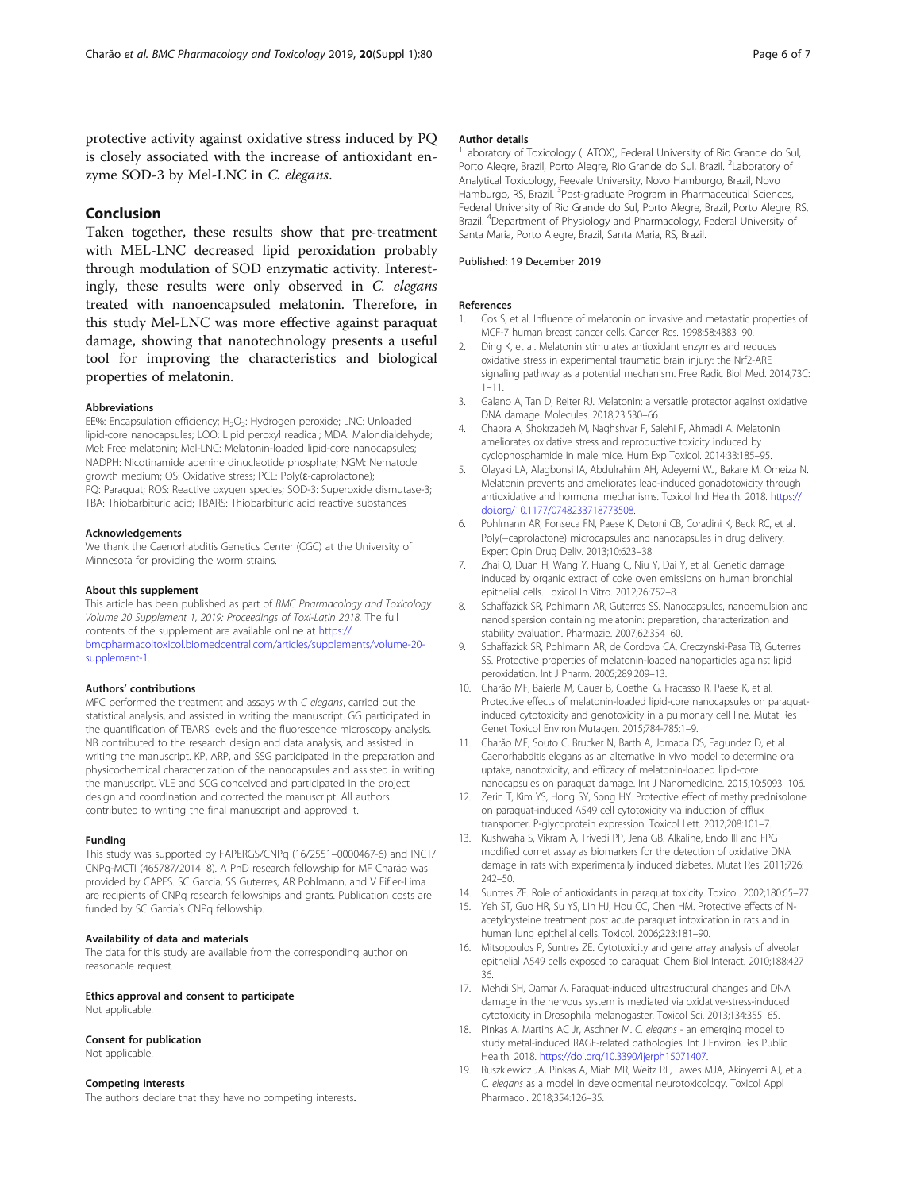protective activity against oxidative stress induced by PQ is closely associated with the increase of antioxidant enzyme SOD-3 by Mel-LNC in *C. elegans*.

## Conclusion

Taken together, these results show that pre-treatment with MEL-LNC decreased lipid peroxidation probably through modulation of SOD enzymatic activity. Interestingly, these results were only observed in *C. elegans* treated with nanoencapsuled melatonin. Therefore, in this study Mel-LNC was more effective against paraquat damage, showing that nanotechnology presents a useful tool for improving the characteristics and biological properties of melatonin.

#### Abbreviations

EE%: Encapsulation efficiency; $H_2O_2$: Hydrogen peroxide; LNC: Unloaded lipid-core nanocapsules; LOO: Lipid peroxyl readical; MDA: Malondialdehyde; Mel: Free melatonin; Mel-LNC: Melatonin-loaded lipid-core nanocapsules; NADPH: Nicotinamide adenine dinucleotide phosphate; NGM: Nematode growth medium; OS: Oxidative stress; PCL: Poly(ε-caprolactone); PQ: Paraquat; ROS: Reactive oxygen species; SOD-3: Superoxide dismutase-3; TBA: Thiobarbituric acid; TBARS: Thiobarbituric acid reactive substances

#### Acknowledgements

We thank the Caenorhabditis Genetics Center (CGC) at the University of Minnesota for providing the worm strains.

#### About this supplement

This article has been published as part of *BMC Pharmacology and Toxicology Volume 20 Supplement 1, 2019: Proceedings of Toxi-Latin 2018*. The full contents of the supplement are available online at https://bmcpharmacoltoxicol.biomedcentral.com/articles/supplements/volume-20-supplement-1.

#### Authors' contributions

MFC performed the treatment and assays with *C elegans*, carried out the statistical analysis, and assisted in writing the manuscript. GG participated in the quantification of TBARS levels and the fluorescence microscopy analysis. NB contributed to the research design and data analysis, and assisted in writing the manuscript. KP, ARP, and SSG participated in the preparation and physicochemical characterization of the nanocapsules and assisted in writing the manuscript. VLE and SCG conceived and participated in the project design and coordination and corrected the manuscript. All authors contributed to writing the final manuscript and approved it.

#### Funding

This study was supported by FAPERGS/CNPq (16/2551–0000467-6) and INCT/CNPq-MCTI (465787/2014–8). A PhD research fellowship for MF Charão was provided by CAPES. SC Garcia, SS Guterres, AR Pohlmann, and V Eifler-Lima are recipients of CNPq research fellowships and grants. Publication costs are funded by SC Garcia's CNPq fellowship.

#### Availability of data and materials

The data for this study are available from the corresponding author on reasonable request.

#### Ethics approval and consent to participate

Not applicable.

#### Consent for publication

Not applicable.

#### Competing interests

The authors declare that they have no competing interests.

#### Author details

[1]Laboratory of Toxicology (LATOX), Federal University of Rio Grande do Sul, Porto Alegre, Brazil, Porto Alegre, Rio Grande do Sul, Brazil. [2]Laboratory of Analytical Toxicology, Feevale University, Novo Hamburgo, Brazil, Novo Hamburgo, RS, Brazil. [3]Post-graduate Program in Pharmaceutical Sciences, Federal University of Rio Grande do Sul, Porto Alegre, Brazil, Porto Alegre, RS, Brazil. [4]Department of Physiology and Pharmacology, Federal University of Santa Maria, Porto Alegre, Brazil, Santa Maria, RS, Brazil.

Published: 19 December 2019

#### References

1. Cos S, et al. Influence of melatonin on invasive and metastatic properties of MCF-7 human breast cancer cells. Cancer Res. 1998;58:4383–90.
2. Ding K, et al. Melatonin stimulates antioxidant enzymes and reduces oxidative stress in experimental traumatic brain injury: the Nrf2-ARE signaling pathway as a potential mechanism. Free Radic Biol Med. 2014;73C:1–11.
3. Galano A, Tan D, Reiter RJ. Melatonin: a versatile protector against oxidative DNA damage. Molecules. 2018;23:530–66.
4. Chabra A, Shokrzadeh M, Naghshvar F, Salehi F, Ahmadi A. Melatonin ameliorates oxidative stress and reproductive toxicity induced by cyclophosphamide in male mice. Hum Exp Toxicol. 2014;33:185–95.
5. Olayaki LA, Alagbonsi IA, Abdulrahim AH, Adeyemi WJ, Bakare M, Omeiza N. Melatonin prevents and ameliorates lead-induced gonadotoxicity through antioxidative and hormonal mechanisms. Toxicol Ind Health. 2018. https://doi.org/10.1177/0748233718773508.
6. Pohlmann AR, Fonseca FN, Paese K, Detoni CB, Coradini K, Beck RC, et al. Poly(−caprolactone) microcapsules and nanocapsules in drug delivery. Expert Opin Drug Deliv. 2013;10:623–38.
7. Zhai Q, Duan H, Wang Y, Huang C, Niu Y, Dai Y, et al. Genetic damage induced by organic extract of coke oven emissions on human bronchial epithelial cells. Toxicol In Vitro. 2012;26:752–8.
8. Schaffazick SR, Pohlmann AR, Guterres SS. Nanocapsules, nanoemulsion and nanodispersion containing melatonin: preparation, characterization and stability evaluation. Pharmazie. 2007;62:354–60.
9. Schaffazick SR, Pohlmann AR, de Cordova CA, Creczynski-Pasa TB, Guterres SS. Protective properties of melatonin-loaded nanoparticles against lipid peroxidation. Int J Pharm. 2005;289:209–13.
10. Charão MF, Baierle M, Gauer B, Goethel G, Fracasso R, Paese K, et al. Protective effects of melatonin-loaded lipid-core nanocapsules on paraquat-induced cytotoxicity and genotoxicity in a pulmonary cell line. Mutat Res Genet Toxicol Environ Mutagen. 2015;784-785:1–9.
11. Charão MF, Souto C, Brucker N, Barth A, Jornada DS, Fagundez D, et al. Caenorhabditis elegans as an alternative in vivo model to determine oral uptake, nanotoxicity, and efficacy of melatonin-loaded lipid-core nanocapsules on paraquat damage. Int J Nanomedicine. 2015;10:5093–106.
12. Zerin T, Kim YS, Hong SY, Song HY. Protective effect of methylprednisolone on paraquat-induced A549 cell cytotoxicity via induction of efflux transporter, P-glycoprotein expression. Toxicol Lett. 2012;208:101–7.
13. Kushwaha S, Vikram A, Trivedi PP, Jena GB. Alkaline, Endo III and FPG modified comet assay as biomarkers for the detection of oxidative DNA damage in rats with experimentally induced diabetes. Mutat Res. 2011;726:242–50.
14. Suntres ZE. Role of antioxidants in paraquat toxicity. Toxicol. 2002;180:65–77.
15. Yeh ST, Guo HR, Su YS, Lin HJ, Hou CC, Chen HM. Protective effects of N-acetylcysteine treatment post acute paraquat intoxication in rats and in human lung epithelial cells. Toxicol. 2006;223:181–90.
16. Mitsopoulos P, Suntres ZE. Cytotoxicity and gene array analysis of alveolar epithelial A549 cells exposed to paraquat. Chem Biol Interact. 2010;188:427–36.
17. Mehdi SH, Qamar A. Paraquat-induced ultrastructural changes and DNA damage in the nervous system is mediated via oxidative-stress-induced cytotoxicity in Drosophila melanogaster. Toxicol Sci. 2013;134:355–65.
18. Pinkas A, Martins AC Jr, Aschner M. *C. elegans* - an emerging model to study metal-induced RAGE-related pathologies. Int J Environ Res Public Health. 2018. https://doi.org/10.3390/ijerph15071407.
19. Ruszkiewicz JA, Pinkas A, Miah MR, Weitz RL, Lawes MJA, Akinyemi AJ, et al. *C. elegans* as a model in developmental neurotoxicology. Toxicol Appl Pharmacol. 2018;354:126–35.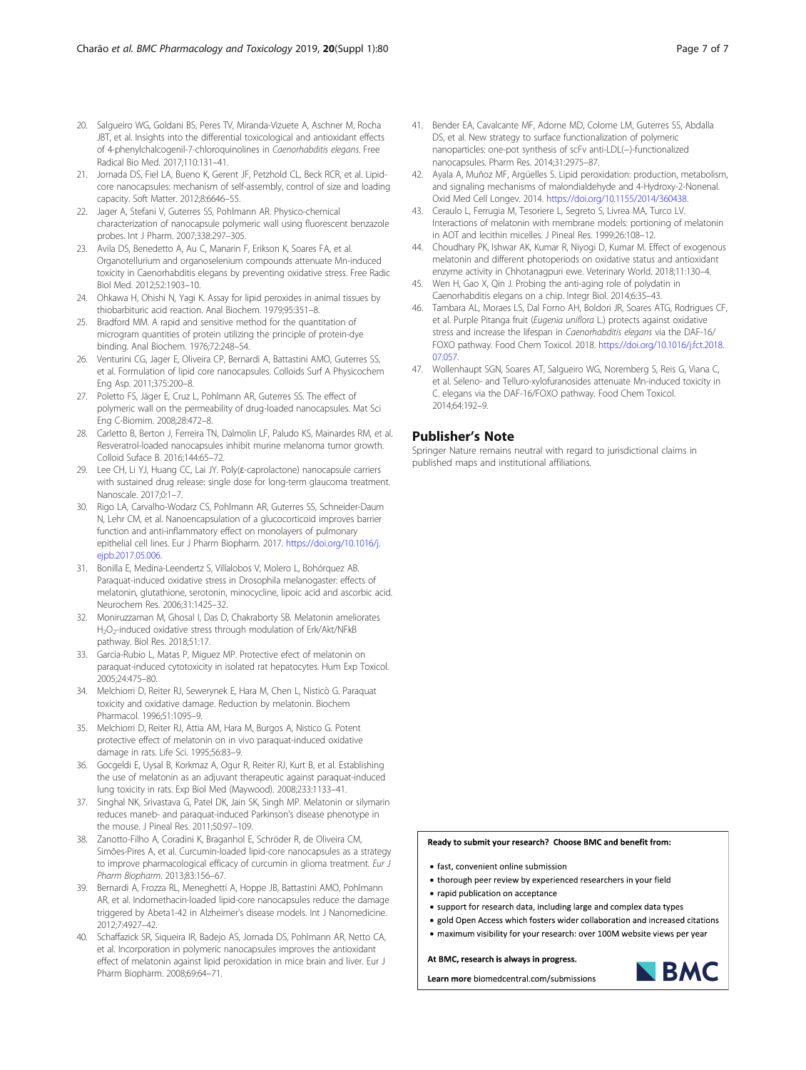20. Salgueiro WG, Goldani BS, Peres TV, Miranda-Vizuete A, Aschner M, Rocha JBT, et al. Insights into the differential toxicological and antioxidant effects of 4-phenylchalcogenil-7-chloroquinolines in *Caenorhabditis elegans*. Free Radical Bio Med. 2017;110:131–41.
21. Jornada DS, Fiel LA, Bueno K, Gerent JF, Petzhold CL, Beck RCR, et al. Lipid-core nanocapsules: mechanism of self-assembly, control of size and loading capacity. Soft Matter. 2012;8:6646–55.
22. Jager A, Stefani V, Guterres SS, Pohlmann AR. Physico-chemical characterization of nanocapsule polymeric wall using fluorescent benzazole probes. Int J Pharm. 2007;338:297–305.
23. Avila DS, Benedetto A, Au C, Manarin F, Erikson K, Soares FA, et al. Organotellurium and organoselenium compounds attenuate Mn-induced toxicity in Caenorhabditis elegans by preventing oxidative stress. Free Radic Biol Med. 2012;52:1903–10.
24. Ohkawa H, Ohishi N, Yagi K. Assay for lipid peroxides in animal tissues by thiobarbituric acid reaction. Anal Biochem. 1979;95:351–8.
25. Bradford MM. A rapid and sensitive method for the quantitation of microgram quantities of protein utilizing the principle of protein-dye binding. Anal Biochem. 1976;72:248–54.
26. Venturini CG, Jager E, Oliveira CP, Bernardi A, Battastini AMO, Guterres SS, et al. Formulation of lipid core nanocapsules. Colloids Surf A Physicochem Eng Asp. 2011;375:200–8.
27. Poletto FS, Jäger E, Cruz L, Pohlmann AR, Guterres SS. The effect of polymeric wall on the permeability of drug-loaded nanocapsules. Mat Sci Eng C-Biomim. 2008;28:472–8.
28. Carletto B, Berton J, Ferreira TN, Dalmolin LF, Paludo KS, Mainardes RM, et al. Resveratrol-loaded nanocapsules inhibit murine melanoma tumor growth. Colloid Suface B. 2016;144:65–72.
29. Lee CH, Li YJ, Huang CC, Lai JY. Poly(ε-caprolactone) nanocapsule carriers with sustained drug release: single dose for long-term glaucoma treatment. Nanoscale. 2017;0:1–7.
30. Rigo LA, Carvalho-Wodarz CS, Pohlmann AR, Guterres SS, Schneider-Daum N, Lehr CM, et al. Nanoencapsulation of a glucocorticoid improves barrier function and anti-inflammatory effect on monolayers of pulmonary epithelial cell lines. Eur J Pharm Biopharm. 2017. https://doi.org/10.1016/j.ejpb.2017.05.006.
31. Bonilla E, Medina-Leendertz S, Villalobos V, Molero L, Bohórquez AB. Paraquat-induced oxidative stress in Drosophila melanogaster: effects of melatonin, glutathione, serotonin, minocycline, lipoic acid and ascorbic acid. Neurochem Res. 2006;31:1425–32.
32. Moniruzzaman M, Ghosal I, Das D, Chakraborty SB. Melatonin ameliorates $H_2O_2$-induced oxidative stress through modulation of Erk/Akt/NFkB pathway. Biol Res. 2018;51:17.
33. Garcia-Rubio L, Matas P, Miguez MP. Protective efect of melatonin on paraquat-induced cytotoxicity in isolated rat hepatocytes. Hum Exp Toxicol. 2005;24:475–80.
34. Melchiorri D, Reiter RJ, Sewerynek E, Hara M, Chen L, Nisticò G. Paraquat toxicity and oxidative damage. Reduction by melatonin. Biochem Pharmacol. 1996;51:1095–9.
35. Melchiorri D, Reiter RJ, Attia AM, Hara M, Burgos A, Nistico G. Potent protective effect of melatonin on in vivo paraquat-induced oxidative damage in rats. Life Sci. 1995;56:83–9.
36. Gocgeldi E, Uysal B, Korkmaz A, Ogur R, Reiter RJ, Kurt B, et al. Establishing the use of melatonin as an adjuvant therapeutic against paraquat-induced lung toxicity in rats. Exp Biol Med (Maywood). 2008;233:1133–41.
37. Singhal NK, Srivastava G, Patel DK, Jain SK, Singh MP. Melatonin or silymarin reduces maneb- and paraquat-induced Parkinson's disease phenotype in the mouse. J Pineal Res. 2011;50:97–109.
38. Zanotto-Filho A, Coradini K, Braganhol E, Schröder R, de Oliveira CM, Simões-Pires A, et al. Curcumin-loaded lipid-core nanocapsules as a strategy to improve pharmacological efficacy of curcumin in glioma treatment. *Eur J Pharm Biopharm*. 2013;83:156–67.
39. Bernardi A, Frozza RL, Meneghetti A, Hoppe JB, Battastini AMO, Pohlmann AR, et al. Indomethacin-loaded lipid-core nanocapsules reduce the damage triggered by Abeta1-42 in Alzheimer's disease models. Int J Nanomedicine. 2012;7:4927–42.
40. Schaffazick SR, Siqueira IR, Badejo AS, Jornada DS, Pohlmann AR, Netto CA, et al. Incorporation in polymeric nanocapsules improves the antioxidant effect of melatonin against lipid peroxidation in mice brain and liver. Eur J Pharm Biopharm. 2008;69:64–71.
41. Bender EA, Cavalcante MF, Adorne MD, Colome LM, Guterres SS, Abdalla DS, et al. New strategy to surface functionalization of polymeric nanoparticles: one-pot synthesis of scFv anti-LDL(−)-functionalized nanocapsules. Pharm Res. 2014;31:2975–87.
42. Ayala A, Muñoz MF, Argüelles S. Lipid peroxidation: production, metabolism, and signaling mechanisms of malondialdehyde and 4-Hydroxy-2-Nonenal. Oxid Med Cell Longev. 2014. https://doi.org/10.1155/2014/360438.
43. Ceraulo L, Ferrugia M, Tesoriere L, Segreto S, Livrea MA, Turco LV. Interactions of melatonin with membrane models: portioning of melatonin in AOT and lecithin micelles. J Pineal Res. 1999;26:108–12.
44. Choudhary PK, Ishwar AK, Kumar R, Niyogi D, Kumar M. Effect of exogenous melatonin and different photoperiods on oxidative status and antioxidant enzyme activity in Chhotanagpuri ewe. Veterinary World. 2018;11:130–4.
45. Wen H, Gao X, Qin J. Probing the anti-aging role of polydatin in Caenorhabditis elegans on a chip. Integr Biol. 2014;6:35–43.
46. Tambara AL, Moraes LS, Dal Forno AH, Boldori JR, Soares ATG, Rodrigues CF, et al. Purple Pitanga fruit (*Eugenia uniflora* L.) protects against oxidative stress and increase the lifespan in *Caenorhabditis elegans* via the DAF-16/FOXO pathway. Food Chem Toxicol. 2018. https://doi.org/10.1016/j.fct.2018.07.057.
47. Wollenhaupt SGN, Soares AT, Salgueiro WG, Noremberg S, Reis G, Viana C, et al. Seleno- and Telluro-xylofuranosides attenuate Mn-induced toxicity in C. elegans via the DAF-16/FOXO pathway. Food Chem Toxicol. 2014;64:192–9.

## Publisher's Note

Springer Nature remains neutral with regard to jurisdictional claims in published maps and institutional affiliations.

**Ready to submit your research? Choose BMC and benefit from:**

- fast, convenient online submission
- thorough peer review by experienced researchers in your field
- rapid publication on acceptance
- support for research data, including large and complex data types
- gold Open Access which fosters wider collaboration and increased citations
- maximum visibility for your research: over 100M website views per year

**At BMC, research is always in progress.**

**Learn more** biomedcentral.com/submissions

BMC